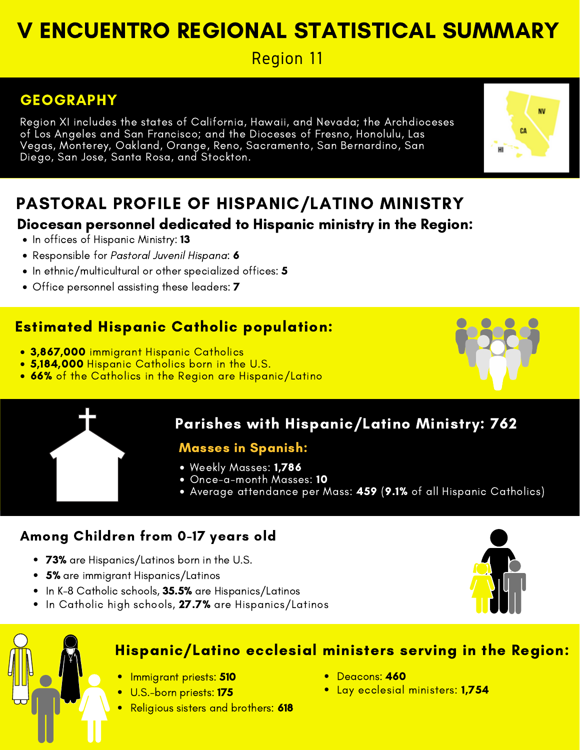# V ENCUENTRO REGIONAL STATISTICAL SUMMARY

Region 11

## GEOGRAPHY

Region XI includes the states of California, Hawaii, and Nevada; the Archdioceses of Los Angeles and San Francisco; and the Dioceses of Fresno, Honolulu, Las Vegas, Monterey, Oakland, Orange, Reno, Sacramento, San Bernardino, San Diego, San Jose, Santa Rosa, and Stockton.

NV
CA
HI

## PASTORAL PROFILE OF HISPANIC/LATINO MINISTRY

### Diocesan personnel dedicated to Hispanic ministry in the Region:

- In offices of Hispanic Ministry: **13**
- Responsible for *Pastoral Juvenil Hispana*: **6**
- In ethnic/multicultural or other specialized offices: **5**
- Office personnel assisting these leaders: **7**

### Estimated Hispanic Catholic population:

- **3,867,000** immigrant Hispanic Catholics
- **5,184,000** Hispanic Catholics born in the U.S.
- **66%** of the Catholics in the Region are Hispanic/Latino

### Parishes with Hispanic/Latino Ministry: 762

#### Masses in Spanish:

- Weekly Masses: **1,786**
- Once-a-month Masses: **10**
- Average attendance per Mass: **459** (**9.1%** of all Hispanic Catholics)

### Among Children from 0-17 years old

- **73%** are Hispanics/Latinos born in the U.S.
- **5%** are immigrant Hispanics/Latinos
- In K-8 Catholic schools, **35.5%** are Hispanics/Latinos
- In Catholic high schools, **27.7%** are Hispanics/Latinos

### Hispanic/Latino ecclesial ministers serving in the Region:

- Immigrant priests: **510**
- U.S.-born priests: **175**
- Religious sisters and brothers: **618**
- Deacons: **460**
- Lay ecclesial ministers: **1,754**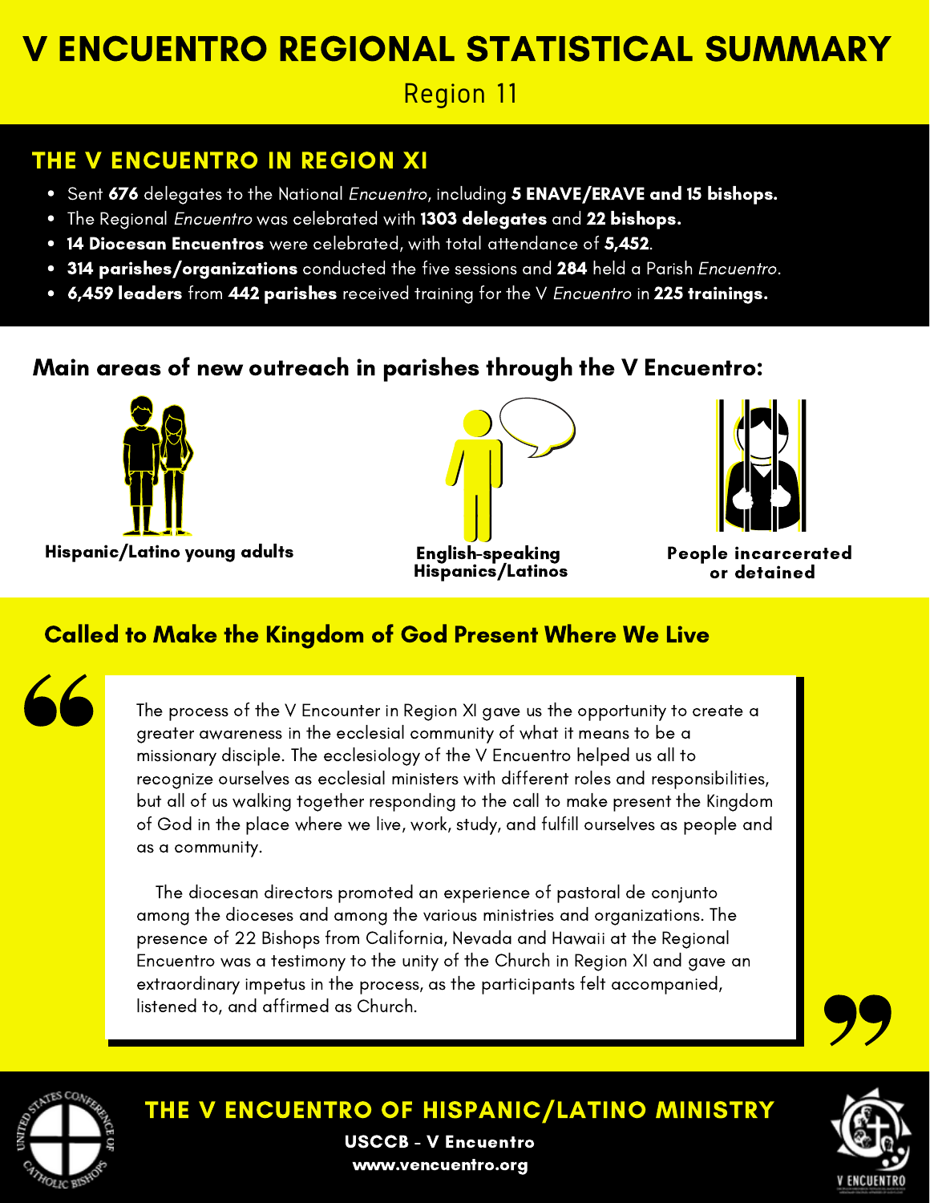# V ENCUENTRO REGIONAL STATISTICAL SUMMARY

Region 11

## THE V ENCUENTRO IN REGION XI

- Sent **676** delegates to the National *Encuentro*, including **5 ENAVE/ERAVE and 15 bishops.**
- The Regional *Encuentro* was celebrated with **1303 delegates** and **22 bishops.**
- **14 Diocesan Encuentros** were celebrated, with total attendance of **5,452**.
- **314 parishes/organizations** conducted the five sessions and **284** held a Parish *Encuentro*.
- **6,459 leaders** from **442 parishes** received training for the V *Encuentro* in **225 trainings.**

## Main areas of new outreach in parishes through the V Encuentro:

**Hispanic/Latino young adults**

**English-speaking Hispanics/Latinos**

**People incarcerated or detained**

## Called to Make the Kingdom of God Present Where We Live

> The process of the V Encounter in Region XI gave us the opportunity to create a greater awareness in the ecclesial community of what it means to be a missionary disciple. The ecclesiology of the V Encuentro helped us all to recognize ourselves as ecclesial ministers with different roles and responsibilities, but all of us walking together responding to the call to make present the Kingdom of God in the place where we live, work, study, and fulfill ourselves as people and as a community.
>
> The diocesan directors promoted an experience of pastoral de conjunto among the dioceses and among the various ministries and organizations. The presence of 22 Bishops from California, Nevada and Hawaii at the Regional Encuentro was a testimony to the unity of the Church in Region XI and gave an extraordinary impetus in the process, as the participants felt accompanied, listened to, and affirmed as Church.

**THE V ENCUENTRO OF HISPANIC/LATINO MINISTRY**

USCCB - V Encuentro

www.vencuentro.org